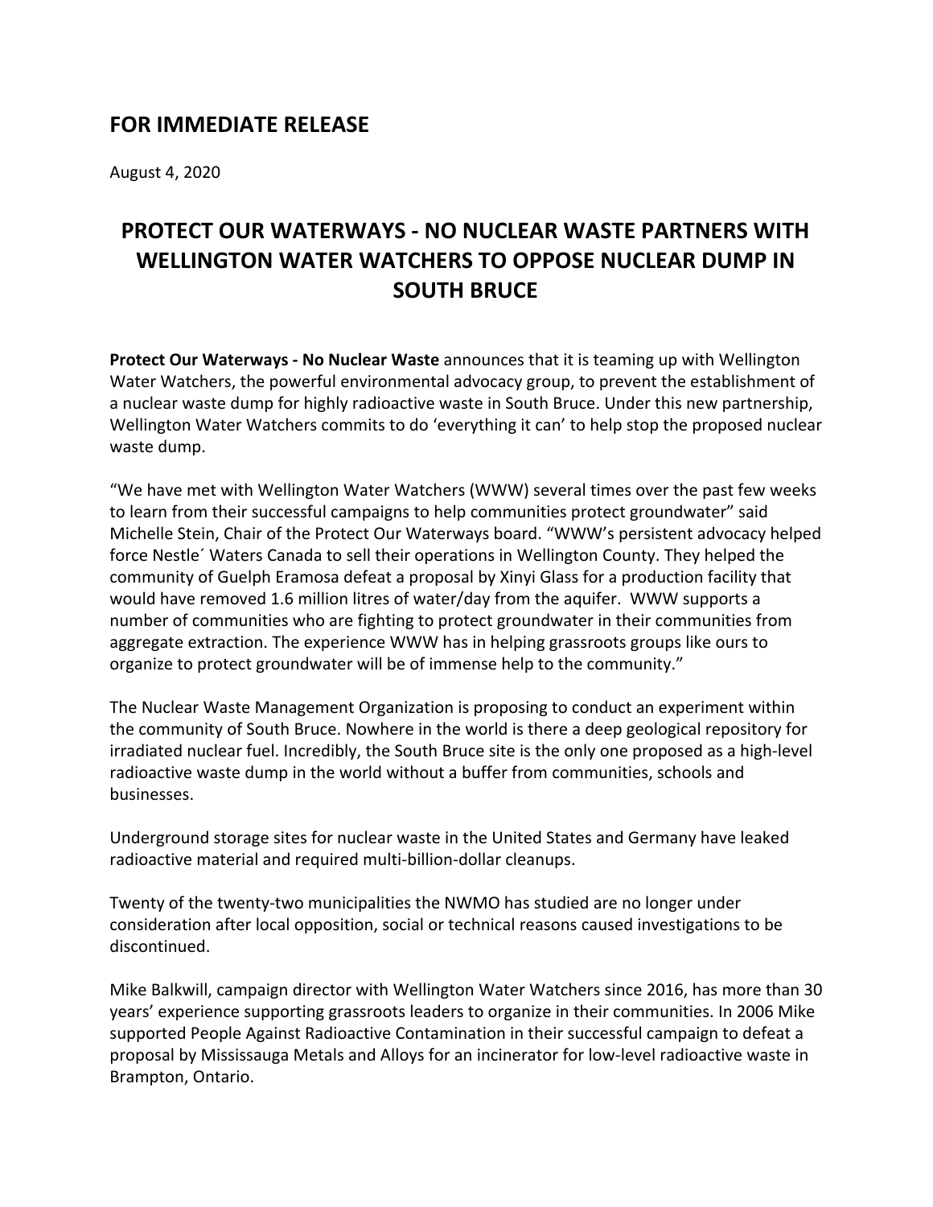## FOR IMMEDIATE RELEASE

August 4, 2020

# PROTECT OUR WATERWAYS - NO NUCLEAR WASTE PARTNERS WITH WELLINGTON WATER WATCHERS TO OPPOSE NUCLEAR DUMP IN SOUTH BRUCE

**Protect Our Waterways - No Nuclear Waste** announces that it is teaming up with Wellington Water Watchers, the powerful environmental advocacy group, to prevent the establishment of a nuclear waste dump for highly radioactive waste in South Bruce. Under this new partnership, Wellington Water Watchers commits to do 'everything it can' to help stop the proposed nuclear waste dump.

"We have met with Wellington Water Watchers (WWW) several times over the past few weeks to learn from their successful campaigns to help communities protect groundwater" said Michelle Stein, Chair of the Protect Our Waterways board. "WWW's persistent advocacy helped force Nestle´ Waters Canada to sell their operations in Wellington County. They helped the community of Guelph Eramosa defeat a proposal by Xinyi Glass for a production facility that would have removed 1.6 million litres of water/day from the aquifer. WWW supports a number of communities who are fighting to protect groundwater in their communities from aggregate extraction. The experience WWW has in helping grassroots groups like ours to organize to protect groundwater will be of immense help to the community."

The Nuclear Waste Management Organization is proposing to conduct an experiment within the community of South Bruce. Nowhere in the world is there a deep geological repository for irradiated nuclear fuel. Incredibly, the South Bruce site is the only one proposed as a high-level radioactive waste dump in the world without a buffer from communities, schools and businesses.

Underground storage sites for nuclear waste in the United States and Germany have leaked radioactive material and required multi-billion-dollar cleanups.

Twenty of the twenty-two municipalities the NWMO has studied are no longer under consideration after local opposition, social or technical reasons caused investigations to be discontinued.

Mike Balkwill, campaign director with Wellington Water Watchers since 2016, has more than 30 years' experience supporting grassroots leaders to organize in their communities. In 2006 Mike supported People Against Radioactive Contamination in their successful campaign to defeat a proposal by Mississauga Metals and Alloys for an incinerator for low-level radioactive waste in Brampton, Ontario.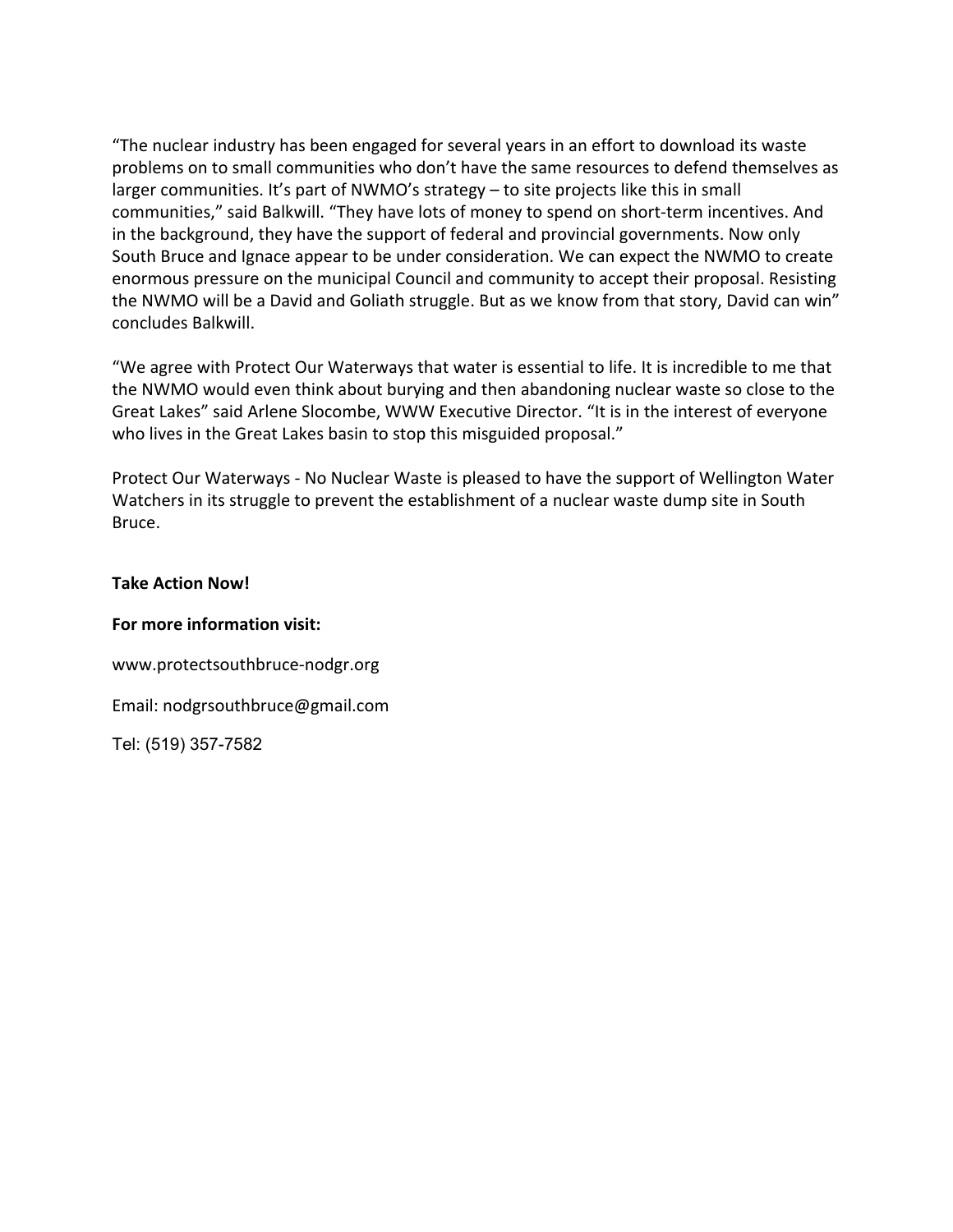"The nuclear industry has been engaged for several years in an effort to download its waste problems on to small communities who don't have the same resources to defend themselves as larger communities. It's part of NWMO's strategy – to site projects like this in small communities," said Balkwill. "They have lots of money to spend on short-term incentives. And in the background, they have the support of federal and provincial governments. Now only South Bruce and Ignace appear to be under consideration. We can expect the NWMO to create enormous pressure on the municipal Council and community to accept their proposal. Resisting the NWMO will be a David and Goliath struggle. But as we know from that story, David can win" concludes Balkwill.

"We agree with Protect Our Waterways that water is essential to life. It is incredible to me that the NWMO would even think about burying and then abandoning nuclear waste so close to the Great Lakes" said Arlene Slocombe, WWW Executive Director. "It is in the interest of everyone who lives in the Great Lakes basin to stop this misguided proposal."

Protect Our Waterways - No Nuclear Waste is pleased to have the support of Wellington Water Watchers in its struggle to prevent the establishment of a nuclear waste dump site in South Bruce.

**Take Action Now!**

**For more information visit:**

www.protectsouthbruce-nodgr.org

Email: nodgrsouthbruce@gmail.com

Tel: (519) 357-7582